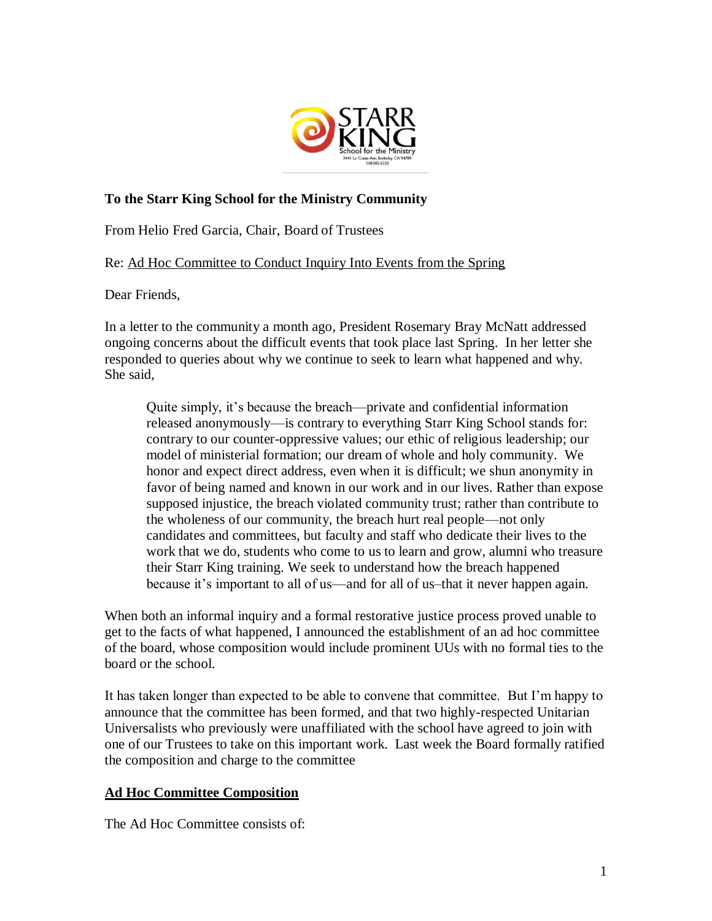**To the Starr King School for the Ministry Community**

From Helio Fred Garcia, Chair, Board of Trustees

Re: Ad Hoc Committee to Conduct Inquiry Into Events from the Spring

Dear Friends,

In a letter to the community a month ago, President Rosemary Bray McNatt addressed ongoing concerns about the difficult events that took place last Spring. In her letter she responded to queries about why we continue to seek to learn what happened and why. She said,

> Quite simply, it's because the breach—private and confidential information released anonymously—is contrary to everything Starr King School stands for: contrary to our counter-oppressive values; our ethic of religious leadership; our model of ministerial formation; our dream of whole and holy community. We honor and expect direct address, even when it is difficult; we shun anonymity in favor of being named and known in our work and in our lives. Rather than expose supposed injustice, the breach violated community trust; rather than contribute to the wholeness of our community, the breach hurt real people—not only candidates and committees, but faculty and staff who dedicate their lives to the work that we do, students who come to us to learn and grow, alumni who treasure their Starr King training. We seek to understand how the breach happened because it's important to all of us—and for all of us–that it never happen again.

When both an informal inquiry and a formal restorative justice process proved unable to get to the facts of what happened, I announced the establishment of an ad hoc committee of the board, whose composition would include prominent UUs with no formal ties to the board or the school.

It has taken longer than expected to be able to convene that committee. But I'm happy to announce that the committee has been formed, and that two highly-respected Unitarian Universalists who previously were unaffiliated with the school have agreed to join with one of our Trustees to take on this important work. Last week the Board formally ratified the composition and charge to the committee

## Ad Hoc Committee Composition

The Ad Hoc Committee consists of: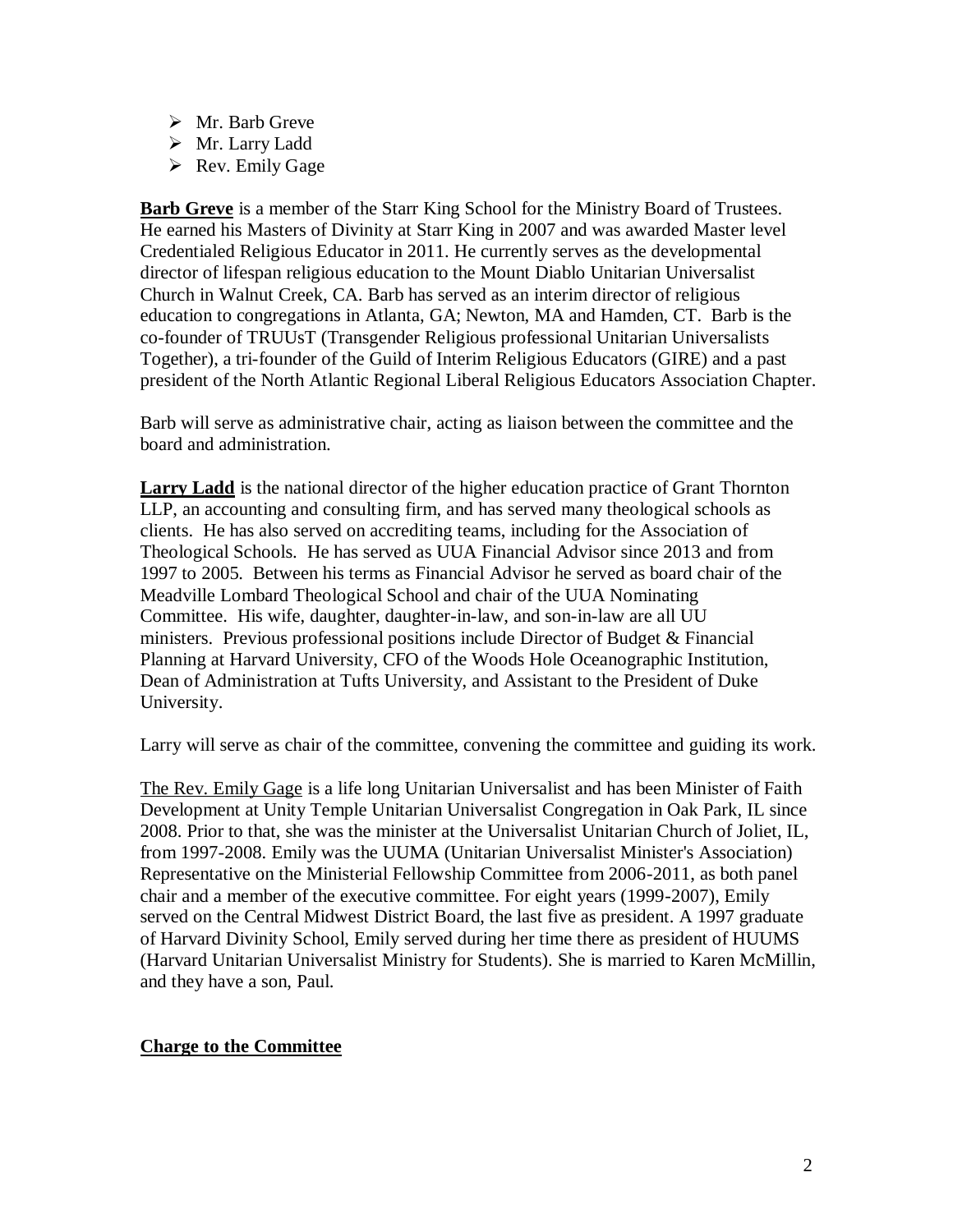- Mr. Barb Greve
- Mr. Larry Ladd
- Rev. Emily Gage

**Barb Greve** is a member of the Starr King School for the Ministry Board of Trustees. He earned his Masters of Divinity at Starr King in 2007 and was awarded Master level Credentialed Religious Educator in 2011. He currently serves as the developmental director of lifespan religious education to the Mount Diablo Unitarian Universalist Church in Walnut Creek, CA. Barb has served as an interim director of religious education to congregations in Atlanta, GA; Newton, MA and Hamden, CT. Barb is the co-founder of TRUUsT (Transgender Religious professional Unitarian Universalists Together), a tri-founder of the Guild of Interim Religious Educators (GIRE) and a past president of the North Atlantic Regional Liberal Religious Educators Association Chapter.

Barb will serve as administrative chair, acting as liaison between the committee and the board and administration.

**Larry Ladd** is the national director of the higher education practice of Grant Thornton LLP, an accounting and consulting firm, and has served many theological schools as clients. He has also served on accrediting teams, including for the Association of Theological Schools. He has served as UUA Financial Advisor since 2013 and from 1997 to 2005. Between his terms as Financial Advisor he served as board chair of the Meadville Lombard Theological School and chair of the UUA Nominating Committee. His wife, daughter, daughter-in-law, and son-in-law are all UU ministers. Previous professional positions include Director of Budget & Financial Planning at Harvard University, CFO of the Woods Hole Oceanographic Institution, Dean of Administration at Tufts University, and Assistant to the President of Duke University.

Larry will serve as chair of the committee, convening the committee and guiding its work.

The Rev. Emily Gage is a life long Unitarian Universalist and has been Minister of Faith Development at Unity Temple Unitarian Universalist Congregation in Oak Park, IL since 2008. Prior to that, she was the minister at the Universalist Unitarian Church of Joliet, IL, from 1997-2008. Emily was the UUMA (Unitarian Universalist Minister's Association) Representative on the Ministerial Fellowship Committee from 2006-2011, as both panel chair and a member of the executive committee. For eight years (1999-2007), Emily served on the Central Midwest District Board, the last five as president. A 1997 graduate of Harvard Divinity School, Emily served during her time there as president of HUUMS (Harvard Unitarian Universalist Ministry for Students). She is married to Karen McMillin, and they have a son, Paul.

**Charge to the Committee**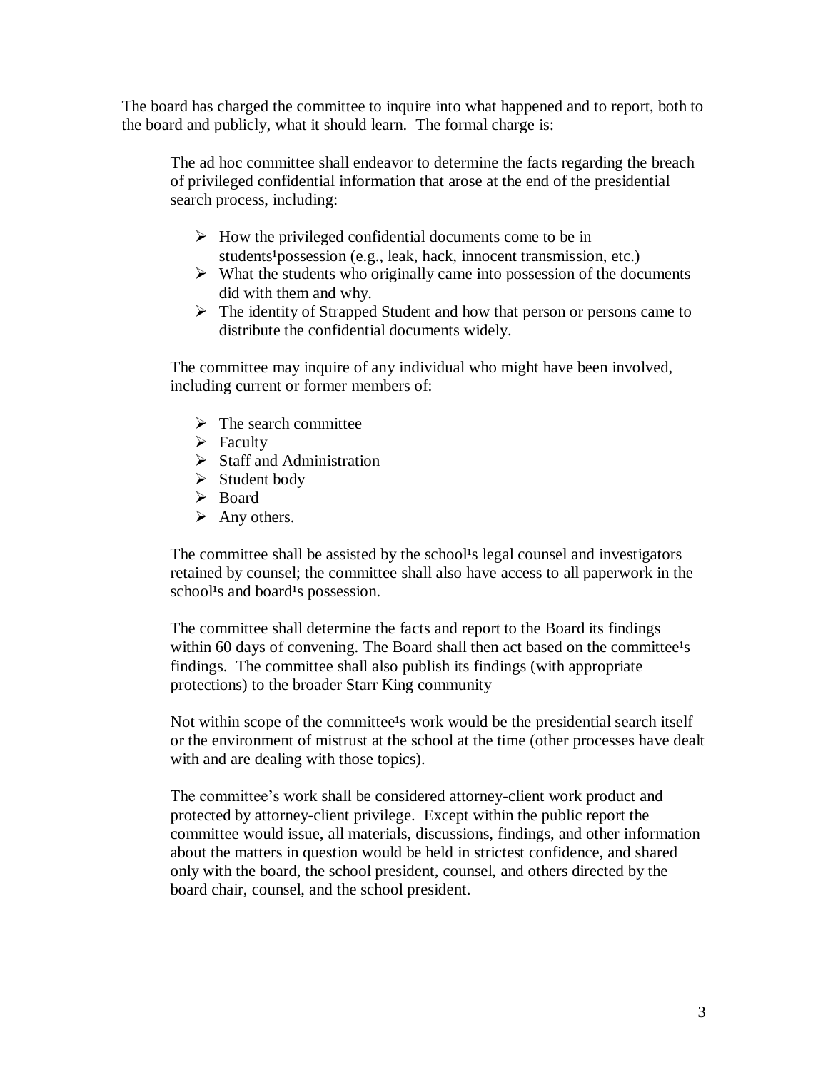The board has charged the committee to inquire into what happened and to report, both to the board and publicly, what it should learn. The formal charge is:

> The ad hoc committee shall endeavor to determine the facts regarding the breach of privileged confidential information that arose at the end of the presidential search process, including:
>
> - How the privileged confidential documents come to be in students¹possession (e.g., leak, hack, innocent transmission, etc.)
> - What the students who originally came into possession of the documents did with them and why.
> - The identity of Strapped Student and how that person or persons came to distribute the confidential documents widely.
>
> The committee may inquire of any individual who might have been involved, including current or former members of:
>
> - The search committee
> - Faculty
> - Staff and Administration
> - Student body
> - Board
> - Any others.
>
> The committee shall be assisted by the school¹s legal counsel and investigators retained by counsel; the committee shall also have access to all paperwork in the school¹s and board¹s possession.
>
> The committee shall determine the facts and report to the Board its findings within 60 days of convening. The Board shall then act based on the committee¹s findings. The committee shall also publish its findings (with appropriate protections) to the broader Starr King community
>
> Not within scope of the committee¹s work would be the presidential search itself or the environment of mistrust at the school at the time (other processes have dealt with and are dealing with those topics).
>
> The committee's work shall be considered attorney-client work product and protected by attorney-client privilege. Except within the public report the committee would issue, all materials, discussions, findings, and other information about the matters in question would be held in strictest confidence, and shared only with the board, the school president, counsel, and others directed by the board chair, counsel, and the school president.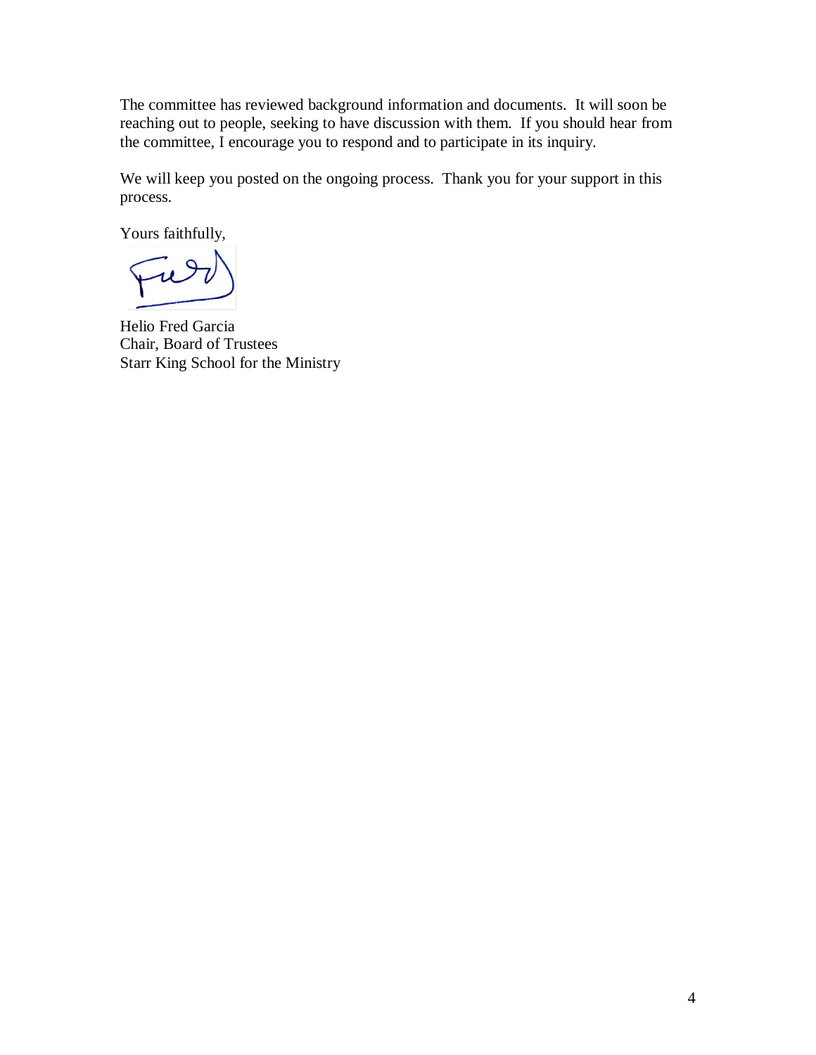The committee has reviewed background information and documents. It will soon be reaching out to people, seeking to have discussion with them. If you should hear from the committee, I encourage you to respond and to participate in its inquiry.

We will keep you posted on the ongoing process. Thank you for your support in this process.

Yours faithfully,

Helio Fred Garcia
Chair, Board of Trustees
Starr King School for the Ministry